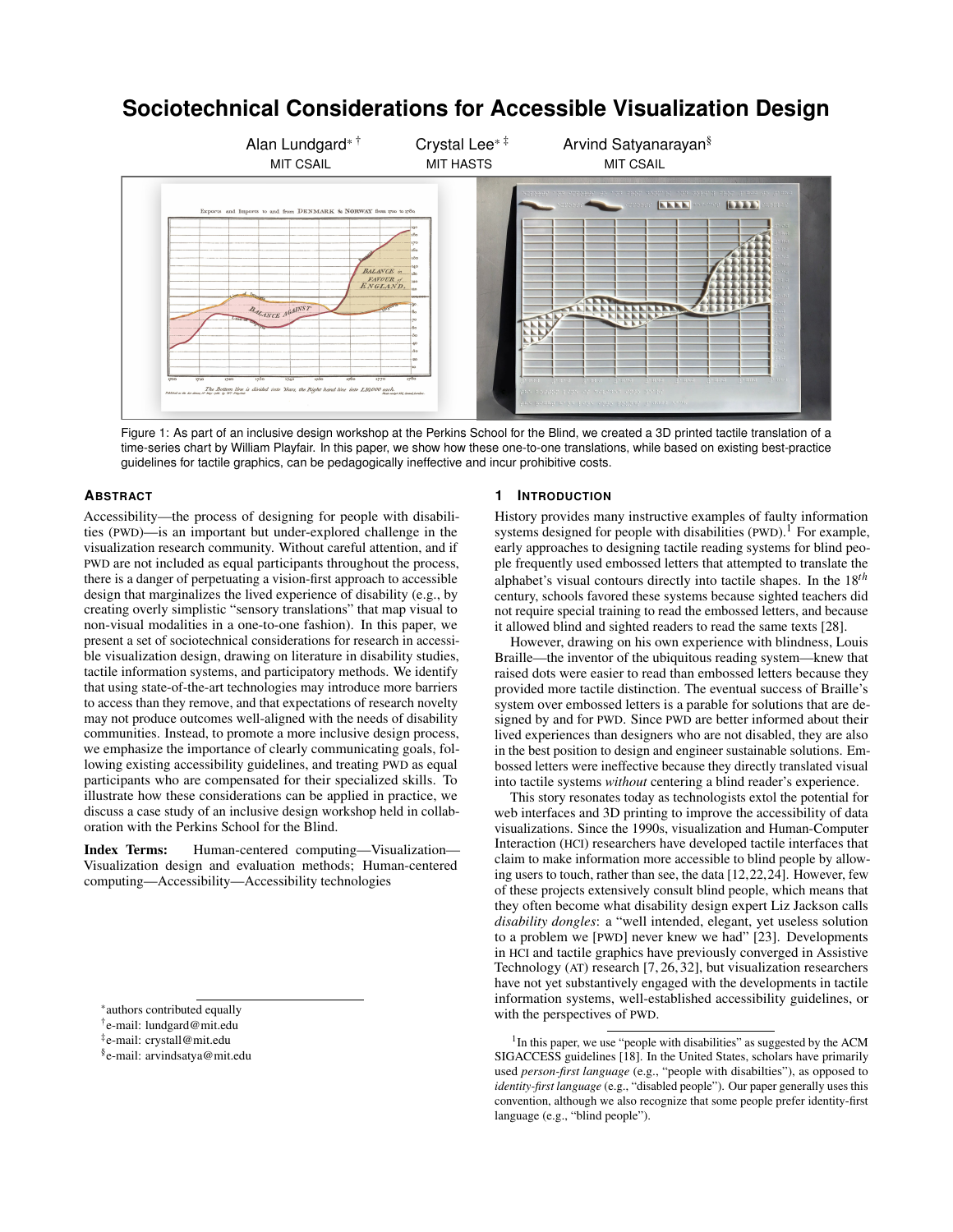# Sociotechnical Considerations for Accessible Visualization Design

Alan Lundgard* †
MIT CSAIL

Crystal Lee* ‡
MIT HASTS

Arvind Satyanarayan§
MIT CSAIL

Figure 1: As part of an inclusive design workshop at the Perkins School for the Blind, we created a 3D printed tactile translation of a time-series chart by William Playfair. In this paper, we show how these one-to-one translations, while based on existing best-practice guidelines for tactile graphics, can be pedagogically ineffective and incur prohibitive costs.

## Abstract

Accessibility—the process of designing for people with disabilities (PWD)—is an important but under-explored challenge in the visualization research community. Without careful attention, and if PWD are not included as equal participants throughout the process, there is a danger of perpetuating a vision-first approach to accessible design that marginalizes the lived experience of disability (e.g., by creating overly simplistic "sensory translations" that map visual to non-visual modalities in a one-to-one fashion). In this paper, we present a set of sociotechnical considerations for research in accessible visualization design, drawing on literature in disability studies, tactile information systems, and participatory methods. We identify that using state-of-the-art technologies may introduce more barriers to access than they remove, and that expectations of research novelty may not produce outcomes well-aligned with the needs of disability communities. Instead, to promote a more inclusive design process, we emphasize the importance of clearly communicating goals, following existing accessibility guidelines, and treating PWD as equal participants who are compensated for their specialized skills. To illustrate how these considerations can be applied in practice, we discuss a case study of an inclusive design workshop held in collaboration with the Perkins School for the Blind.

**Index Terms:** Human-centered computing—Visualization—Visualization design and evaluation methods; Human-centered computing—Accessibility—Accessibility technologies

*authors contributed equally
†e-mail: lundgard@mit.edu
‡e-mail: crystall@mit.edu
§e-mail: arvindsatya@mit.edu

## 1 Introduction

History provides many instructive examples of faulty information systems designed for people with disabilities (PWD).[1] For example, early approaches to designing tactile reading systems for blind people frequently used embossed letters that attempted to translate the alphabet's visual contours directly into tactile shapes. In the $18^{th}$ century, schools favored these systems because sighted teachers did not require special training to read the embossed letters, and because it allowed blind and sighted readers to read the same texts [28].

However, drawing on his own experience with blindness, Louis Braille—the inventor of the ubiquitous reading system—knew that raised dots were easier to read than embossed letters because they provided more tactile distinction. The eventual success of Braille's system over embossed letters is a parable for solutions that are designed by and for PWD. Since PWD are better informed about their lived experiences than designers who are not disabled, they are also in the best position to design and engineer sustainable solutions. Embossed letters were ineffective because they directly translated visual into tactile systems *without* centering a blind reader's experience.

This story resonates today as technologists extol the potential for web interfaces and 3D printing to improve the accessibility of data visualizations. Since the 1990s, visualization and Human-Computer Interaction (HCI) researchers have developed tactile interfaces that claim to make information more accessible to blind people by allowing users to touch, rather than see, the data [12, 22, 24]. However, few of these projects extensively consult blind people, which means that they often become what disability design expert Liz Jackson calls *disability dongles*: a "well intended, elegant, yet useless solution to a problem we [PWD] never knew we had" [23]. Developments in HCI and tactile graphics have previously converged in Assistive Technology (AT) research [7, 26, 32], but visualization researchers have not yet substantively engaged with the developments in tactile information systems, well-established accessibility guidelines, or with the perspectives of PWD.

[1] In this paper, we use "people with disabilities" as suggested by the ACM SIGACCESS guidelines [18]. In the United States, scholars have primarily used *person-first language* (e.g., "people with disabilties"), as opposed to *identity-first language* (e.g., "disabled people"). Our paper generally uses this convention, although we also recognize that some people prefer identity-first language (e.g., "blind people").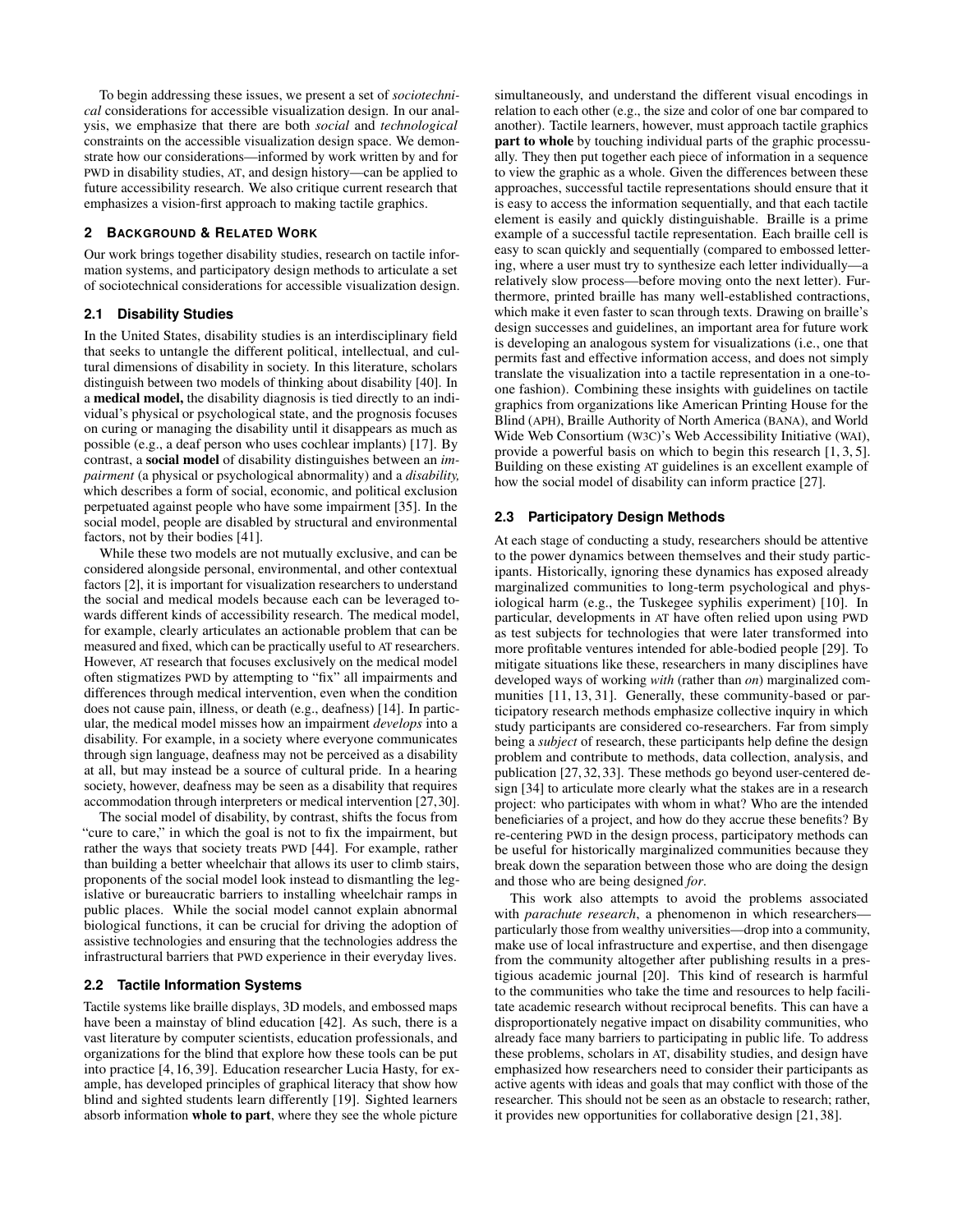To begin addressing these issues, we present a set of *sociotechnical* considerations for accessible visualization design. In our analysis, we emphasize that there are both *social* and *technological* constraints on the accessible visualization design space. We demonstrate how our considerations—informed by work written by and for PWD in disability studies, AT, and design history—can be applied to future accessibility research. We also critique current research that emphasizes a vision-first approach to making tactile graphics.

## 2 Background & Related Work

Our work brings together disability studies, research on tactile information systems, and participatory design methods to articulate a set of sociotechnical considerations for accessible visualization design.

### 2.1 Disability Studies

In the United States, disability studies is an interdisciplinary field that seeks to untangle the different political, intellectual, and cultural dimensions of disability in society. In this literature, scholars distinguish between two models of thinking about disability [40]. In a **medical model,** the disability diagnosis is tied directly to an individual's physical or psychological state, and the prognosis focuses on curing or managing the disability until it disappears as much as possible (e.g., a deaf person who uses cochlear implants) [17]. By contrast, a **social model** of disability distinguishes between an *impairment* (a physical or psychological abnormality) and a *disability,* which describes a form of social, economic, and political exclusion perpetuated against people who have some impairment [35]. In the social model, people are disabled by structural and environmental factors, not by their bodies [41].

While these two models are not mutually exclusive, and can be considered alongside personal, environmental, and other contextual factors [2], it is important for visualization researchers to understand the social and medical models because each can be leveraged towards different kinds of accessibility research. The medical model, for example, clearly articulates an actionable problem that can be measured and fixed, which can be practically useful to AT researchers. However, AT research that focuses exclusively on the medical model often stigmatizes PWD by attempting to "fix" all impairments and differences through medical intervention, even when the condition does not cause pain, illness, or death (e.g., deafness) [14]. In particular, the medical model misses how an impairment *develops* into a disability. For example, in a society where everyone communicates through sign language, deafness may not be perceived as a disability at all, but may instead be a source of cultural pride. In a hearing society, however, deafness may be seen as a disability that requires accommodation through interpreters or medical intervention [27, 30].

The social model of disability, by contrast, shifts the focus from "cure to care," in which the goal is not to fix the impairment, but rather the ways that society treats PWD [44]. For example, rather than building a better wheelchair that allows its user to climb stairs, proponents of the social model look instead to dismantling the legislative or bureaucratic barriers to installing wheelchair ramps in public places. While the social model cannot explain abnormal biological functions, it can be crucial for driving the adoption of assistive technologies and ensuring that the technologies address the infrastructural barriers that PWD experience in their everyday lives.

### 2.2 Tactile Information Systems

Tactile systems like braille displays, 3D models, and embossed maps have been a mainstay of blind education [42]. As such, there is a vast literature by computer scientists, education professionals, and organizations for the blind that explore how these tools can be put into practice [4, 16, 39]. Education researcher Lucia Hasty, for example, has developed principles of graphical literacy that show how blind and sighted students learn differently [19]. Sighted learners absorb information **whole to part**, where they see the whole picture simultaneously, and understand the different visual encodings in relation to each other (e.g., the size and color of one bar compared to another). Tactile learners, however, must approach tactile graphics **part to whole** by touching individual parts of the graphic processually. They then put together each piece of information in a sequence to view the graphic as a whole. Given the differences between these approaches, successful tactile representations should ensure that it is easy to access the information sequentially, and that each tactile element is easily and quickly distinguishable. Braille is a prime example of a successful tactile representation. Each braille cell is easy to scan quickly and sequentially (compared to embossed lettering, where a user must try to synthesize each letter individually—a relatively slow process—before moving onto the next letter). Furthermore, printed braille has many well-established contractions, which make it even faster to scan through texts. Drawing on braille's design successes and guidelines, an important area for future work is developing an analogous system for visualizations (i.e., one that permits fast and effective information access, and does not simply translate the visualization into a tactile representation in a one-to-one fashion). Combining these insights with guidelines on tactile graphics from organizations like American Printing House for the Blind (APH), Braille Authority of North America (BANA), and World Wide Web Consortium (W3C)'s Web Accessibility Initiative (WAI), provide a powerful basis on which to begin this research [1, 3, 5]. Building on these existing AT guidelines is an excellent example of how the social model of disability can inform practice [27].

### 2.3 Participatory Design Methods

At each stage of conducting a study, researchers should be attentive to the power dynamics between themselves and their study participants. Historically, ignoring these dynamics has exposed already marginalized communities to long-term psychological and physiological harm (e.g., the Tuskegee syphilis experiment) [10]. In particular, developments in AT have often relied upon using PWD as test subjects for technologies that were later transformed into more profitable ventures intended for able-bodied people [29]. To mitigate situations like these, researchers in many disciplines have developed ways of working *with* (rather than *on*) marginalized communities [11, 13, 31]. Generally, these community-based or participatory research methods emphasize collective inquiry in which study participants are considered co-researchers. Far from simply being a *subject* of research, these participants help define the design problem and contribute to methods, data collection, analysis, and publication [27, 32, 33]. These methods go beyond user-centered design [34] to articulate more clearly what the stakes are in a research project: who participates with whom in what? Who are the intended beneficiaries of a project, and how do they accrue these benefits? By re-centering PWD in the design process, participatory methods can be useful for historically marginalized communities because they break down the separation between those who are doing the design and those who are being designed *for*.

This work also attempts to avoid the problems associated with *parachute research*, a phenomenon in which researchers—particularly those from wealthy universities—drop into a community, make use of local infrastructure and expertise, and then disengage from the community altogether after publishing results in a prestigious academic journal [20]. This kind of research is harmful to the communities who take the time and resources to help facilitate academic research without reciprocal benefits. This can have a disproportionately negative impact on disability communities, who already face many barriers to participating in public life. To address these problems, scholars in AT, disability studies, and design have emphasized how researchers need to consider their participants as active agents with ideas and goals that may conflict with those of the researcher. This should not be seen as an obstacle to research; rather, it provides new opportunities for collaborative design [21, 38].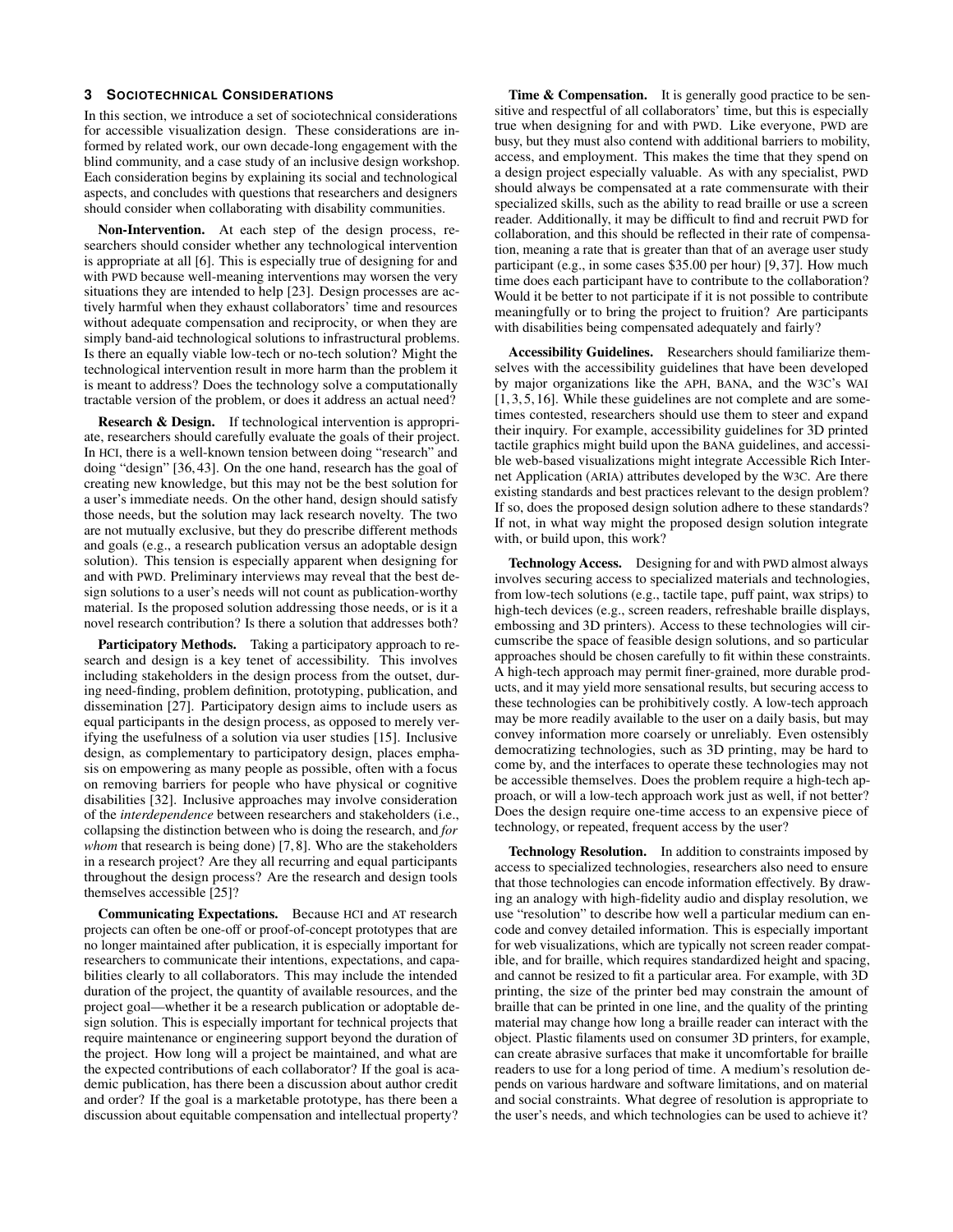## 3 Sociotechnical Considerations

In this section, we introduce a set of sociotechnical considerations for accessible visualization design. These considerations are informed by related work, our own decade-long engagement with the blind community, and a case study of an inclusive design workshop. Each consideration begins by explaining its social and technological aspects, and concludes with questions that researchers and designers should consider when collaborating with disability communities.

**Non-Intervention.** At each step of the design process, researchers should consider whether any technological intervention is appropriate at all [6]. This is especially true of designing for and with PWD because well-meaning interventions may worsen the very situations they are intended to help [23]. Design processes are actively harmful when they exhaust collaborators' time and resources without adequate compensation and reciprocity, or when they are simply band-aid technological solutions to infrastructural problems. Is there an equally viable low-tech or no-tech solution? Might the technological intervention result in more harm than the problem it is meant to address? Does the technology solve a computationally tractable version of the problem, or does it address an actual need?

**Research & Design.** If technological intervention is appropriate, researchers should carefully evaluate the goals of their project. In HCI, there is a well-known tension between doing "research" and doing "design" [36, 43]. On the one hand, research has the goal of creating new knowledge, but this may not be the best solution for a user's immediate needs. On the other hand, design should satisfy those needs, but the solution may lack research novelty. The two are not mutually exclusive, but they do prescribe different methods and goals (e.g., a research publication versus an adoptable design solution). This tension is especially apparent when designing for and with PWD. Preliminary interviews may reveal that the best design solutions to a user's needs will not count as publication-worthy material. Is the proposed solution addressing those needs, or is it a novel research contribution? Is there a solution that addresses both?

**Participatory Methods.** Taking a participatory approach to research and design is a key tenet of accessibility. This involves including stakeholders in the design process from the outset, during need-finding, problem definition, prototyping, publication, and dissemination [27]. Participatory design aims to include users as equal participants in the design process, as opposed to merely verifying the usefulness of a solution via user studies [15]. Inclusive design, as complementary to participatory design, places emphasis on empowering as many people as possible, often with a focus on removing barriers for people who have physical or cognitive disabilities [32]. Inclusive approaches may involve consideration of the *interdependence* between researchers and stakeholders (i.e., collapsing the distinction between who is doing the research, and *for whom* that research is being done) [7, 8]. Who are the stakeholders in a research project? Are they all recurring and equal participants throughout the design process? Are the research and design tools themselves accessible [25]?

**Communicating Expectations.** Because HCI and AT research projects can often be one-off or proof-of-concept prototypes that are no longer maintained after publication, it is especially important for researchers to communicate their intentions, expectations, and capabilities clearly to all collaborators. This may include the intended duration of the project, the quantity of available resources, and the project goal—whether it be a research publication or adoptable design solution. This is especially important for technical projects that require maintenance or engineering support beyond the duration of the project. How long will a project be maintained, and what are the expected contributions of each collaborator? If the goal is academic publication, has there been a discussion about author credit and order? If the goal is a marketable prototype, has there been a discussion about equitable compensation and intellectual property?

**Time & Compensation.** It is generally good practice to be sensitive and respectful of all collaborators' time, but this is especially true when designing for and with PWD. Like everyone, PWD are busy, but they must also contend with additional barriers to mobility, access, and employment. This makes the time that they spend on a design project especially valuable. As with any specialist, PWD should always be compensated at a rate commensurate with their specialized skills, such as the ability to read braille or use a screen reader. Additionally, it may be difficult to find and recruit PWD for collaboration, and this should be reflected in their rate of compensation, meaning a rate that is greater than that of an average user study participant (e.g., in some cases $35.00 per hour) [9, 37]. How much time does each participant have to contribute to the collaboration? Would it be better to not participate if it is not possible to contribute meaningfully or to bring the project to fruition? Are participants with disabilities being compensated adequately and fairly?

**Accessibility Guidelines.** Researchers should familiarize themselves with the accessibility guidelines that have been developed by major organizations like the APH, BANA, and the W3C's WAI [1, 3, 5, 16]. While these guidelines are not complete and are sometimes contested, researchers should use them to steer and expand their inquiry. For example, accessibility guidelines for 3D printed tactile graphics might build upon the BANA guidelines, and accessible web-based visualizations might integrate Accessible Rich Internet Application (ARIA) attributes developed by the W3C. Are there existing standards and best practices relevant to the design problem? If so, does the proposed design solution adhere to these standards? If not, in what way might the proposed design solution integrate with, or build upon, this work?

**Technology Access.** Designing for and with PWD almost always involves securing access to specialized materials and technologies, from low-tech solutions (e.g., tactile tape, puff paint, wax strips) to high-tech devices (e.g., screen readers, refreshable braille displays, embossing and 3D printers). Access to these technologies will circumscribe the space of feasible design solutions, and so particular approaches should be chosen carefully to fit within these constraints. A high-tech approach may permit finer-grained, more durable products, and it may yield more sensational results, but securing access to these technologies can be prohibitively costly. A low-tech approach may be more readily available to the user on a daily basis, but may convey information more coarsely or unreliably. Even ostensibly democratizing technologies, such as 3D printing, may be hard to come by, and the interfaces to operate these technologies may not be accessible themselves. Does the problem require a high-tech approach, or will a low-tech approach work just as well, if not better? Does the design require one-time access to an expensive piece of technology, or repeated, frequent access by the user?

**Technology Resolution.** In addition to constraints imposed by access to specialized technologies, researchers also need to ensure that those technologies can encode information effectively. By drawing an analogy with high-fidelity audio and display resolution, we use "resolution" to describe how well a particular medium can encode and convey detailed information. This is especially important for web visualizations, which are typically not screen reader compatible, and for braille, which requires standardized height and spacing, and cannot be resized to fit a particular area. For example, with 3D printing, the size of the printer bed may constrain the amount of braille that can be printed in one line, and the quality of the printing material may change how long a braille reader can interact with the object. Plastic filaments used on consumer 3D printers, for example, can create abrasive surfaces that make it uncomfortable for braille readers to use for a long period of time. A medium's resolution depends on various hardware and software limitations, and on material and social constraints. What degree of resolution is appropriate to the user's needs, and which technologies can be used to achieve it?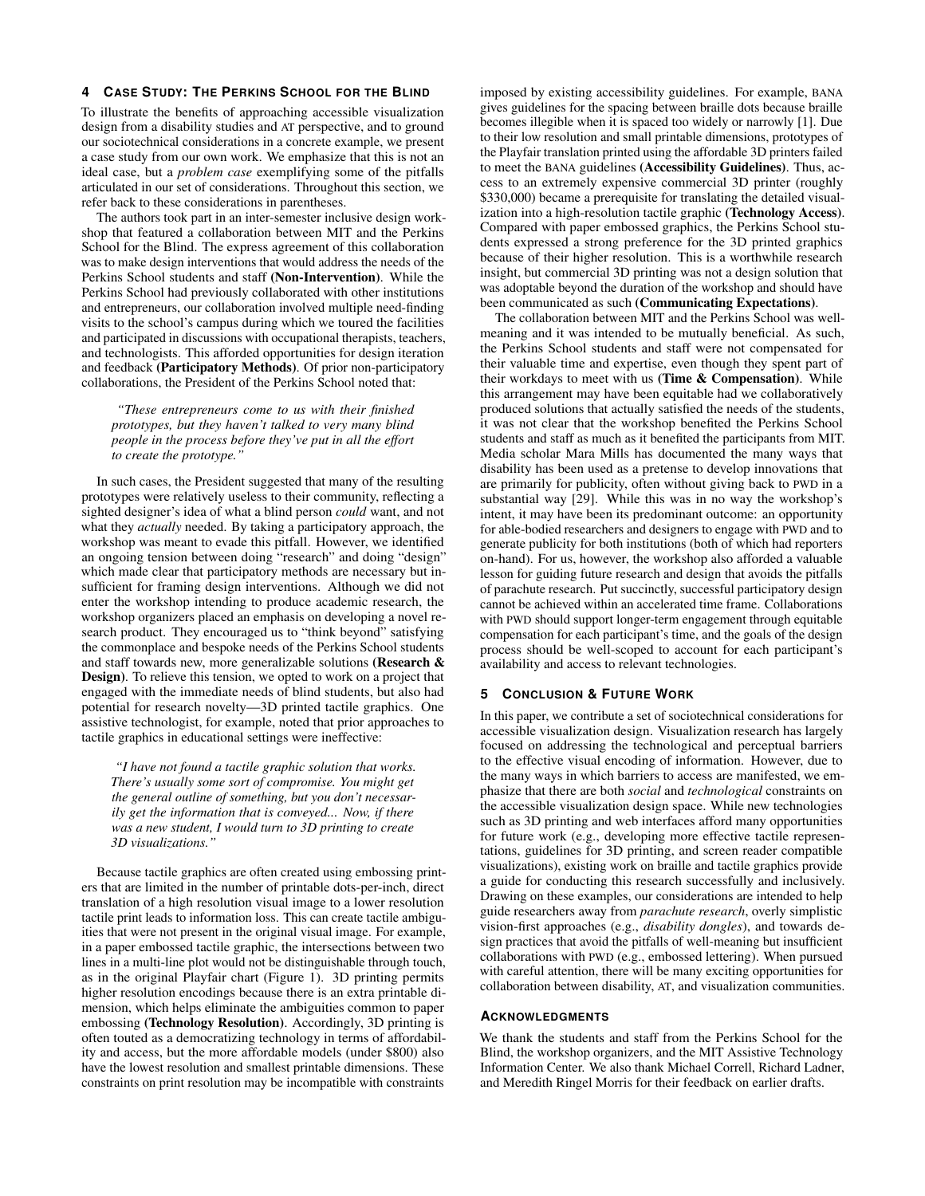## 4 Case Study: The Perkins School for the Blind

To illustrate the benefits of approaching accessible visualization design from a disability studies and AT perspective, and to ground our sociotechnical considerations in a concrete example, we present a case study from our own work. We emphasize that this is not an ideal case, but a *problem case* exemplifying some of the pitfalls articulated in our set of considerations. Throughout this section, we refer back to these considerations in parentheses.

The authors took part in an inter-semester inclusive design workshop that featured a collaboration between MIT and the Perkins School for the Blind. The express agreement of this collaboration was to make design interventions that would address the needs of the Perkins School students and staff **(Non-Intervention)**. While the Perkins School had previously collaborated with other institutions and entrepreneurs, our collaboration involved multiple need-finding visits to the school's campus during which we toured the facilities and participated in discussions with occupational therapists, teachers, and technologists. This afforded opportunities for design iteration and feedback **(Participatory Methods)**. Of prior non-participatory collaborations, the President of the Perkins School noted that:

> *"These entrepreneurs come to us with their finished prototypes, but they haven't talked to very many blind people in the process before they've put in all the effort to create the prototype."*

In such cases, the President suggested that many of the resulting prototypes were relatively useless to their community, reflecting a sighted designer's idea of what a blind person *could* want, and not what they *actually* needed. By taking a participatory approach, the workshop was meant to evade this pitfall. However, we identified an ongoing tension between doing "research" and doing "design" which made clear that participatory methods are necessary but insufficient for framing design interventions. Although we did not enter the workshop intending to produce academic research, the workshop organizers placed an emphasis on developing a novel research product. They encouraged us to "think beyond" satisfying the commonplace and bespoke needs of the Perkins School students and staff towards new, more generalizable solutions **(Research & Design)**. To relieve this tension, we opted to work on a project that engaged with the immediate needs of blind students, but also had potential for research novelty—3D printed tactile graphics. One assistive technologist, for example, noted that prior approaches to tactile graphics in educational settings were ineffective:

> *"I have not found a tactile graphic solution that works. There's usually some sort of compromise. You might get the general outline of something, but you don't necessarily get the information that is conveyed... Now, if there was a new student, I would turn to 3D printing to create 3D visualizations."*

Because tactile graphics are often created using embossing printers that are limited in the number of printable dots-per-inch, direct translation of a high resolution visual image to a lower resolution tactile print leads to information loss. This can create tactile ambiguities that were not present in the original visual image. For example, in a paper embossed tactile graphic, the intersections between two lines in a multi-line plot would not be distinguishable through touch, as in the original Playfair chart (Figure 1). 3D printing permits higher resolution encodings because there is an extra printable dimension, which helps eliminate the ambiguities common to paper embossing **(Technology Resolution)**. Accordingly, 3D printing is often touted as a democratizing technology in terms of affordability and access, but the more affordable models (under $800) also have the lowest resolution and smallest printable dimensions. These constraints on print resolution may be incompatible with constraints imposed by existing accessibility guidelines. For example, BANA gives guidelines for the spacing between braille dots because braille becomes illegible when it is spaced too widely or narrowly [1]. Due to their low resolution and small printable dimensions, prototypes of the Playfair translation printed using the affordable 3D printers failed to meet the BANA guidelines **(Accessibility Guidelines)**. Thus, access to an extremely expensive commercial 3D printer (roughly $330,000) became a prerequisite for translating the detailed visualization into a high-resolution tactile graphic **(Technology Access)**. Compared with paper embossed graphics, the Perkins School students expressed a strong preference for the 3D printed graphics because of their higher resolution. This is a worthwhile research insight, but commercial 3D printing was not a design solution that was adoptable beyond the duration of the workshop and should have been communicated as such **(Communicating Expectations)**.

The collaboration between MIT and the Perkins School was well-meaning and it was intended to be mutually beneficial. As such, the Perkins School students and staff were not compensated for their valuable time and expertise, even though they spent part of their workdays to meet with us **(Time & Compensation)**. While this arrangement may have been equitable had we collaboratively produced solutions that actually satisfied the needs of the students, it was not clear that the workshop benefited the Perkins School students and staff as much as it benefited the participants from MIT. Media scholar Mara Mills has documented the many ways that disability has been used as a pretense to develop innovations that are primarily for publicity, often without giving back to PWD in a substantial way [29]. While this was in no way the workshop's intent, it may have been its predominant outcome: an opportunity for able-bodied researchers and designers to engage with PWD and to generate publicity for both institutions (both of which had reporters on-hand). For us, however, the workshop also afforded a valuable lesson for guiding future research and design that avoids the pitfalls of parachute research. Put succinctly, successful participatory design cannot be achieved within an accelerated time frame. Collaborations with PWD should support longer-term engagement through equitable compensation for each participant's time, and the goals of the design process should be well-scoped to account for each participant's availability and access to relevant technologies.

## 5 Conclusion & Future Work

In this paper, we contribute a set of sociotechnical considerations for accessible visualization design. Visualization research has largely focused on addressing the technological and perceptual barriers to the effective visual encoding of information. However, due to the many ways in which barriers to access are manifested, we emphasize that there are both *social* and *technological* constraints on the accessible visualization design space. While new technologies such as 3D printing and web interfaces afford many opportunities for future work (e.g., developing more effective tactile representations, guidelines for 3D printing, and screen reader compatible visualizations), existing work on braille and tactile graphics provide a guide for conducting this research successfully and inclusively. Drawing on these examples, our considerations are intended to help guide researchers away from *parachute research*, overly simplistic vision-first approaches (e.g., *disability dongles*), and towards design practices that avoid the pitfalls of well-meaning but insufficient collaborations with PWD (e.g., embossed lettering). When pursued with careful attention, there will be many exciting opportunities for collaboration between disability, AT, and visualization communities.

## Acknowledgments

We thank the students and staff from the Perkins School for the Blind, the workshop organizers, and the MIT Assistive Technology Information Center. We also thank Michael Correll, Richard Ladner, and Meredith Ringel Morris for their feedback on earlier drafts.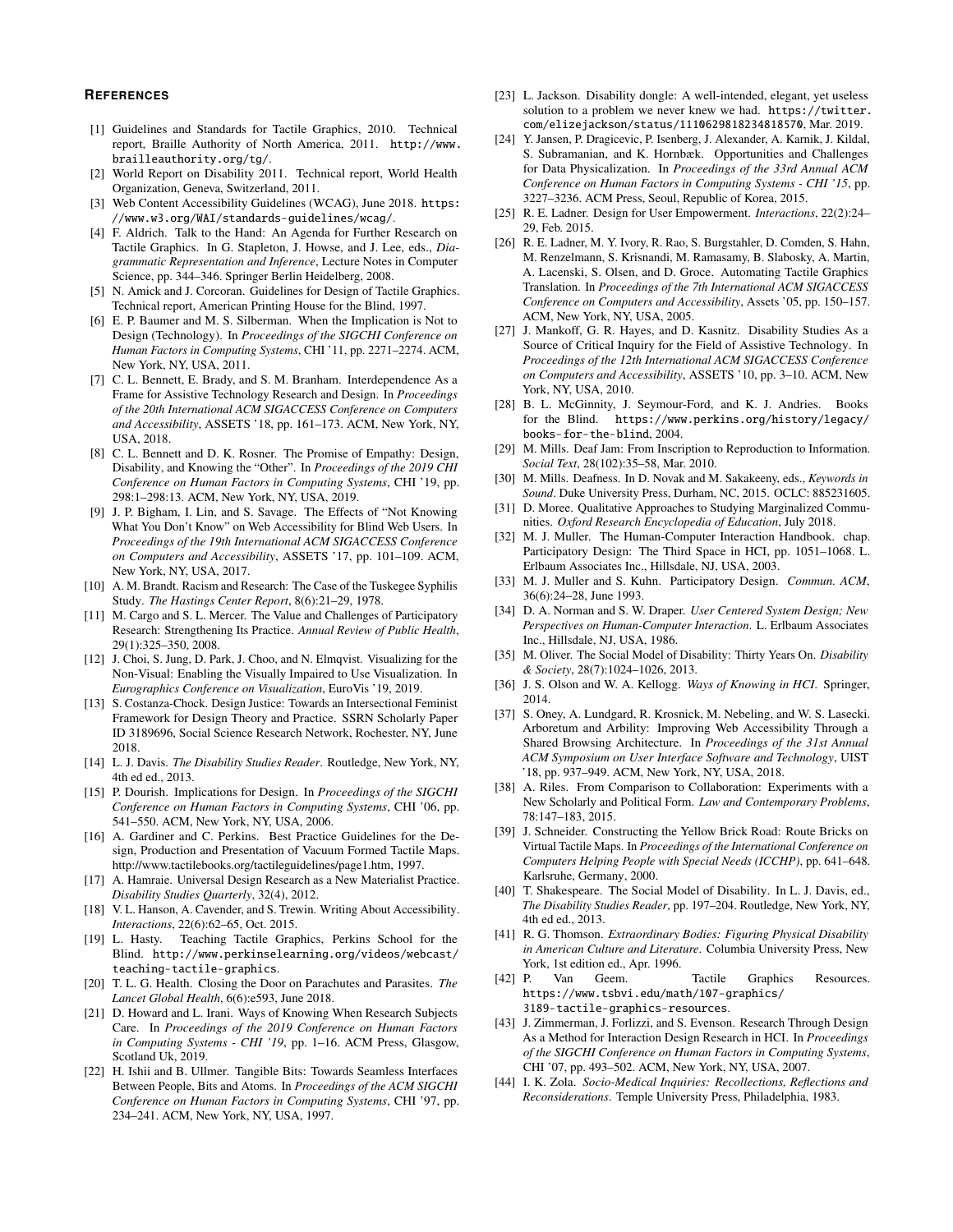## REFERENCES

[1] Guidelines and Standards for Tactile Graphics, 2010. Technical report, Braille Authority of North America, 2011. http://www.brailleauthority.org/tg/.

[2] World Report on Disability 2011. Technical report, World Health Organization, Geneva, Switzerland, 2011.

[3] Web Content Accessibility Guidelines (WCAG), June 2018. https://www.w3.org/WAI/standards-guidelines/wcag/.

[4] F. Aldrich. Talk to the Hand: An Agenda for Further Research on Tactile Graphics. In G. Stapleton, J. Howse, and J. Lee, eds., *Diagrammatic Representation and Inference*, Lecture Notes in Computer Science, pp. 344–346. Springer Berlin Heidelberg, 2008.

[5] N. Amick and J. Corcoran. Guidelines for Design of Tactile Graphics. Technical report, American Printing House for the Blind, 1997.

[6] E. P. Baumer and M. S. Silberman. When the Implication is Not to Design (Technology). In *Proceedings of the SIGCHI Conference on Human Factors in Computing Systems*, CHI '11, pp. 2271–2274. ACM, New York, NY, USA, 2011.

[7] C. L. Bennett, E. Brady, and S. M. Branham. Interdependence As a Frame for Assistive Technology Research and Design. In *Proceedings of the 20th International ACM SIGACCESS Conference on Computers and Accessibility*, ASSETS '18, pp. 161–173. ACM, New York, NY, USA, 2018.

[8] C. L. Bennett and D. K. Rosner. The Promise of Empathy: Design, Disability, and Knowing the "Other". In *Proceedings of the 2019 CHI Conference on Human Factors in Computing Systems*, CHI '19, pp. 298:1–298:13. ACM, New York, NY, USA, 2019.

[9] J. P. Bigham, I. Lin, and S. Savage. The Effects of "Not Knowing What You Don't Know" on Web Accessibility for Blind Web Users. In *Proceedings of the 19th International ACM SIGACCESS Conference on Computers and Accessibility*, ASSETS '17, pp. 101–109. ACM, New York, NY, USA, 2017.

[10] A. M. Brandt. Racism and Research: The Case of the Tuskegee Syphilis Study. *The Hastings Center Report*, 8(6):21–29, 1978.

[11] M. Cargo and S. L. Mercer. The Value and Challenges of Participatory Research: Strengthening Its Practice. *Annual Review of Public Health*, 29(1):325–350, 2008.

[12] J. Choi, S. Jung, D. Park, J. Choo, and N. Elmqvist. Visualizing for the Non-Visual: Enabling the Visually Impaired to Use Visualization. In *Eurographics Conference on Visualization*, EuroVis '19, 2019.

[13] S. Costanza-Chock. Design Justice: Towards an Intersectional Feminist Framework for Design Theory and Practice. SSRN Scholarly Paper ID 3189696, Social Science Research Network, Rochester, NY, June 2018.

[14] L. J. Davis. *The Disability Studies Reader*. Routledge, New York, NY, 4th ed ed., 2013.

[15] P. Dourish. Implications for Design. In *Proceedings of the SIGCHI Conference on Human Factors in Computing Systems*, CHI '06, pp. 541–550. ACM, New York, NY, USA, 2006.

[16] A. Gardiner and C. Perkins. Best Practice Guidelines for the Design, Production and Presentation of Vacuum Formed Tactile Maps. http://www.tactilebooks.org/tactileguidelines/page1.htm, 1997.

[17] A. Hamraie. Universal Design Research as a New Materialist Practice. *Disability Studies Quarterly*, 32(4), 2012.

[18] V. L. Hanson, A. Cavender, and S. Trewin. Writing About Accessibility. *Interactions*, 22(6):62–65, Oct. 2015.

[19] L. Hasty. Teaching Tactile Graphics, Perkins School for the Blind. http://www.perkinselearning.org/videos/webcast/teaching-tactile-graphics.

[20] T. L. G. Health. Closing the Door on Parachutes and Parasites. *The Lancet Global Health*, 6(6):e593, June 2018.

[21] D. Howard and L. Irani. Ways of Knowing When Research Subjects Care. In *Proceedings of the 2019 Conference on Human Factors in Computing Systems - CHI '19*, pp. 1–16. ACM Press, Glasgow, Scotland Uk, 2019.

[22] H. Ishii and B. Ullmer. Tangible Bits: Towards Seamless Interfaces Between People, Bits and Atoms. In *Proceedings of the ACM SIGCHI Conference on Human Factors in Computing Systems*, CHI '97, pp. 234–241. ACM, New York, NY, USA, 1997.

[23] L. Jackson. Disability dongle: A well-intended, elegant, yet useless solution to a problem we never knew we had. https://twitter.com/elizejackson/status/1110629818234818570, Mar. 2019.

[24] Y. Jansen, P. Dragicevic, P. Isenberg, J. Alexander, A. Karnik, J. Kildal, S. Subramanian, and K. Hornbæk. Opportunities and Challenges for Data Physicalization. In *Proceedings of the 33rd Annual ACM Conference on Human Factors in Computing Systems - CHI '15*, pp. 3227–3236. ACM Press, Seoul, Republic of Korea, 2015.

[25] R. E. Ladner. Design for User Empowerment. *Interactions*, 22(2):24–29, Feb. 2015.

[26] R. E. Ladner, M. Y. Ivory, R. Rao, S. Burgstahler, D. Comden, S. Hahn, M. Renzelmann, S. Krisnandi, M. Ramasamy, B. Slabosky, A. Martin, A. Lacenski, S. Olsen, and D. Groce. Automating Tactile Graphics Translation. In *Proceedings of the 7th International ACM SIGACCESS Conference on Computers and Accessibility*, Assets '05, pp. 150–157. ACM, New York, NY, USA, 2005.

[27] J. Mankoff, G. R. Hayes, and D. Kasnitz. Disability Studies As a Source of Critical Inquiry for the Field of Assistive Technology. In *Proceedings of the 12th International ACM SIGACCESS Conference on Computers and Accessibility*, ASSETS '10, pp. 3–10. ACM, New York, NY, USA, 2010.

[28] B. L. McGinnity, J. Seymour-Ford, and K. J. Andries. Books for the Blind. https://www.perkins.org/history/legacy/books-for-the-blind, 2004.

[29] M. Mills. Deaf Jam: From Inscription to Reproduction to Information. *Social Text*, 28(102):35–58, Mar. 2010.

[30] M. Mills. Deafness. In D. Novak and M. Sakakeeny, eds., *Keywords in Sound*. Duke University Press, Durham, NC, 2015. OCLC: 885231605.

[31] D. Moree. Qualitative Approaches to Studying Marginalized Communities. *Oxford Research Encyclopedia of Education*, July 2018.

[32] M. J. Muller. The Human-Computer Interaction Handbook. chap. Participatory Design: The Third Space in HCI, pp. 1051–1068. L. Erlbaum Associates Inc., Hillsdale, NJ, USA, 2003.

[33] M. J. Muller and S. Kuhn. Participatory Design. *Commun. ACM*, 36(6):24–28, June 1993.

[34] D. A. Norman and S. W. Draper. *User Centered System Design; New Perspectives on Human-Computer Interaction*. L. Erlbaum Associates Inc., Hillsdale, NJ, USA, 1986.

[35] M. Oliver. The Social Model of Disability: Thirty Years On. *Disability & Society*, 28(7):1024–1026, 2013.

[36] J. S. Olson and W. A. Kellogg. *Ways of Knowing in HCI*. Springer, 2014.

[37] S. Oney, A. Lundgard, R. Krosnick, M. Nebeling, and W. S. Lasecki. Arboretum and Arbility: Improving Web Accessibility Through a Shared Browsing Architecture. In *Proceedings of the 31st Annual ACM Symposium on User Interface Software and Technology*, UIST '18, pp. 937–949. ACM, New York, NY, USA, 2018.

[38] A. Riles. From Comparison to Collaboration: Experiments with a New Scholarly and Political Form. *Law and Contemporary Problems*, 78:147–183, 2015.

[39] J. Schneider. Constructing the Yellow Brick Road: Route Bricks on Virtual Tactile Maps. In *Proceedings of the International Conference on Computers Helping People with Special Needs (ICCHP)*, pp. 641–648. Karlsruhe, Germany, 2000.

[40] T. Shakespeare. The Social Model of Disability. In L. J. Davis, ed., *The Disability Studies Reader*, pp. 197–204. Routledge, New York, NY, 4th ed ed., 2013.

[41] R. G. Thomson. *Extraordinary Bodies: Figuring Physical Disability in American Culture and Literature*. Columbia University Press, New York, 1st edition ed., Apr. 1996.

[42] P. Van Geem. Tactile Graphics Resources. https://www.tsbvi.edu/math/107-graphics/3189-tactile-graphics-resources.

[43] J. Zimmerman, J. Forlizzi, and S. Evenson. Research Through Design As a Method for Interaction Design Research in HCI. In *Proceedings of the SIGCHI Conference on Human Factors in Computing Systems*, CHI '07, pp. 493–502. ACM, New York, NY, USA, 2007.

[44] I. K. Zola. *Socio-Medical Inquiries: Recollections, Reflections and Reconsiderations*. Temple University Press, Philadelphia, 1983.